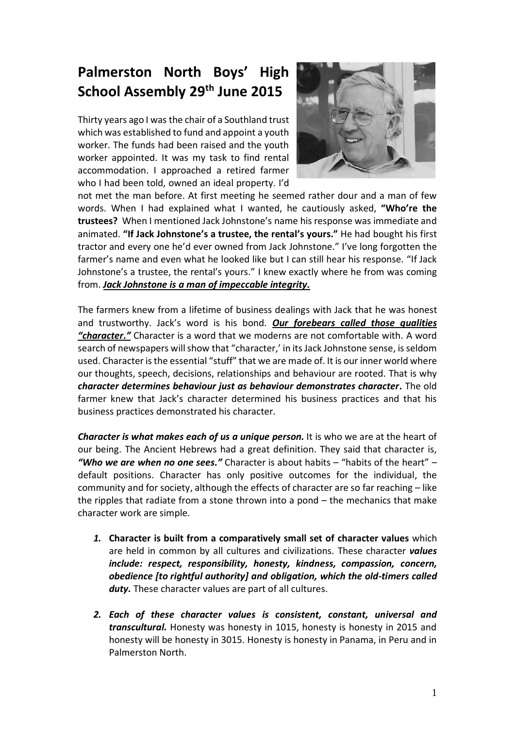# Palmerston North Boys' High School Assembly 29th June 2015

Thirty years ago I was the chair of a Southland trust which was established to fund and appoint a youth worker. The funds had been raised and the youth worker appointed. It was my task to find rental accommodation. I approached a retired farmer who I had been told, owned an ideal property. I'd not met the man before. At first meeting he seemed rather dour and a man of few words. When I had explained what I wanted, he cautiously asked, **"Who're the trustees?** When I mentioned Jack Johnstone's name his response was immediate and animated. **"If Jack Johnstone's a trustee, the rental's yours."** He had bought his first tractor and every one he'd ever owned from Jack Johnstone." I've long forgotten the farmer's name and even what he looked like but I can still hear his response. "If Jack Johnstone's a trustee, the rental's yours." I knew exactly where he from was coming from. ***Jack Johnstone is a man of impeccable integrity.***

The farmers knew from a lifetime of business dealings with Jack that he was honest and trustworthy. Jack's word is his bond. ***Our forebears called those qualities "character."*** Character is a word that we moderns are not comfortable with. A word search of newspapers will show that "character,' in its Jack Johnstone sense, is seldom used. Character is the essential "stuff" that we are made of. It is our inner world where our thoughts, speech, decisions, relationships and behaviour are rooted. That is why ***character determines behaviour just as behaviour demonstrates character.*** The old farmer knew that Jack's character determined his business practices and that his business practices demonstrated his character.

***Character is what makes each of us a unique person.*** It is who we are at the heart of our being. The Ancient Hebrews had a great definition. They said that character is, ***"Who we are when no one sees."*** Character is about habits – "habits of the heart" – default positions. Character has only positive outcomes for the individual, the community and for society, although the effects of character are so far reaching – like the ripples that radiate from a stone thrown into a pond – the mechanics that make character work are simple.

1. **Character is built from a comparatively small set of character values** which are held in common by all cultures and civilizations. These character ***values include: respect, responsibility, honesty, kindness, compassion, concern, obedience [to rightful authority] and obligation, which the old-timers called duty.*** These character values are part of all cultures.

2. ***Each of these character values is consistent, constant, universal and transcultural.*** Honesty was honesty in 1015, honesty is honesty in 2015 and honesty will be honesty in 3015. Honesty is honesty in Panama, in Peru and in Palmerston North.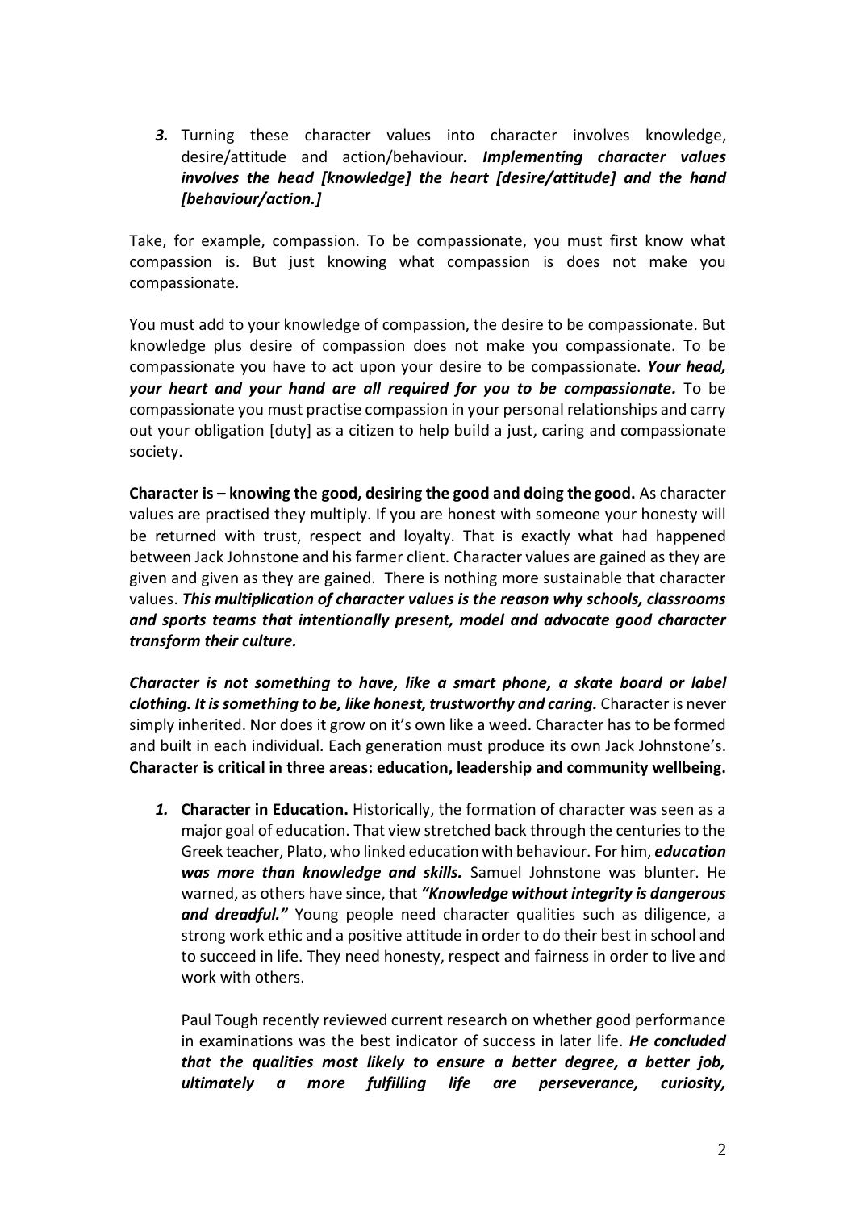3. Turning these character values into character involves knowledge, desire/attitude and action/behaviour***. Implementing character values involves the head [knowledge] the heart [desire/attitude] and the hand [behaviour/action.]***

Take, for example, compassion. To be compassionate, you must first know what compassion is. But just knowing what compassion is does not make you compassionate.

You must add to your knowledge of compassion, the desire to be compassionate. But knowledge plus desire of compassion does not make you compassionate. To be compassionate you have to act upon your desire to be compassionate. ***Your head, your heart and your hand are all required for you to be compassionate.*** To be compassionate you must practise compassion in your personal relationships and carry out your obligation [duty] as a citizen to help build a just, caring and compassionate society.

**Character is – knowing the good, desiring the good and doing the good.** As character values are practised they multiply. If you are honest with someone your honesty will be returned with trust, respect and loyalty. That is exactly what had happened between Jack Johnstone and his farmer client. Character values are gained as they are given and given as they are gained. There is nothing more sustainable that character values. ***This multiplication of character values is the reason why schools, classrooms and sports teams that intentionally present, model and advocate good character transform their culture.***

***Character is not something to have, like a smart phone, a skate board or label clothing. It is something to be, like honest, trustworthy and caring.*** Character is never simply inherited. Nor does it grow on it's own like a weed. Character has to be formed and built in each individual. Each generation must produce its own Jack Johnstone's. **Character is critical in three areas: education, leadership and community wellbeing.**

1. **Character in Education.** Historically, the formation of character was seen as a major goal of education. That view stretched back through the centuries to the Greek teacher, Plato, who linked education with behaviour. For him, ***education was more than knowledge and skills.*** Samuel Johnstone was blunter. He warned, as others have since, that ***"Knowledge without integrity is dangerous and dreadful."*** Young people need character qualities such as diligence, a strong work ethic and a positive attitude in order to do their best in school and to succeed in life. They need honesty, respect and fairness in order to live and work with others.

   Paul Tough recently reviewed current research on whether good performance in examinations was the best indicator of success in later life. ***He concluded that the qualities most likely to ensure a better degree, a better job, ultimately a more fulfilling life are perseverance, curiosity,***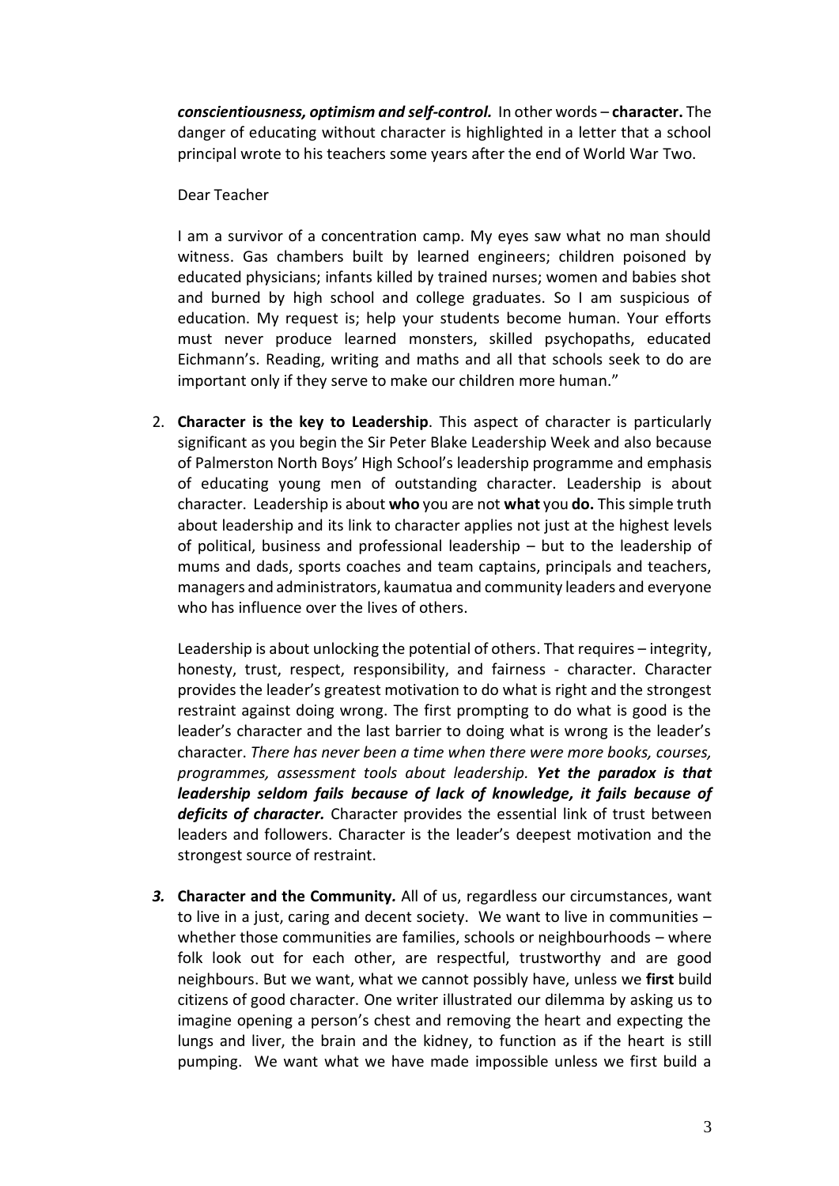***conscientiousness, optimism and self-control.*** In other words – **character.** The danger of educating without character is highlighted in a letter that a school principal wrote to his teachers some years after the end of World War Two.

Dear Teacher

I am a survivor of a concentration camp. My eyes saw what no man should witness. Gas chambers built by learned engineers; children poisoned by educated physicians; infants killed by trained nurses; women and babies shot and burned by high school and college graduates. So I am suspicious of education. My request is; help your students become human. Your efforts must never produce learned monsters, skilled psychopaths, educated Eichmann's. Reading, writing and maths and all that schools seek to do are important only if they serve to make our children more human."

2. **Character is the key to Leadership**. This aspect of character is particularly significant as you begin the Sir Peter Blake Leadership Week and also because of Palmerston North Boys' High School's leadership programme and emphasis of educating young men of outstanding character. Leadership is about character. Leadership is about **who** you are not **what** you **do.** This simple truth about leadership and its link to character applies not just at the highest levels of political, business and professional leadership – but to the leadership of mums and dads, sports coaches and team captains, principals and teachers, managers and administrators, kaumatua and community leaders and everyone who has influence over the lives of others.

   Leadership is about unlocking the potential of others. That requires – integrity, honesty, trust, respect, responsibility, and fairness - character. Character provides the leader's greatest motivation to do what is right and the strongest restraint against doing wrong. The first prompting to do what is good is the leader's character and the last barrier to doing what is wrong is the leader's character. *There has never been a time when there were more books, courses, programmes, assessment tools about leadership.* ***Yet the paradox is that leadership seldom fails because of lack of knowledge, it fails because of deficits of character.*** Character provides the essential link of trust between leaders and followers. Character is the leader's deepest motivation and the strongest source of restraint.

3. **Character and the Community.** All of us, regardless our circumstances, want to live in a just, caring and decent society. We want to live in communities – whether those communities are families, schools or neighbourhoods – where folk look out for each other, are respectful, trustworthy and are good neighbours. But we want, what we cannot possibly have, unless we **first** build citizens of good character. One writer illustrated our dilemma by asking us to imagine opening a person's chest and removing the heart and expecting the lungs and liver, the brain and the kidney, to function as if the heart is still pumping. We want what we have made impossible unless we first build a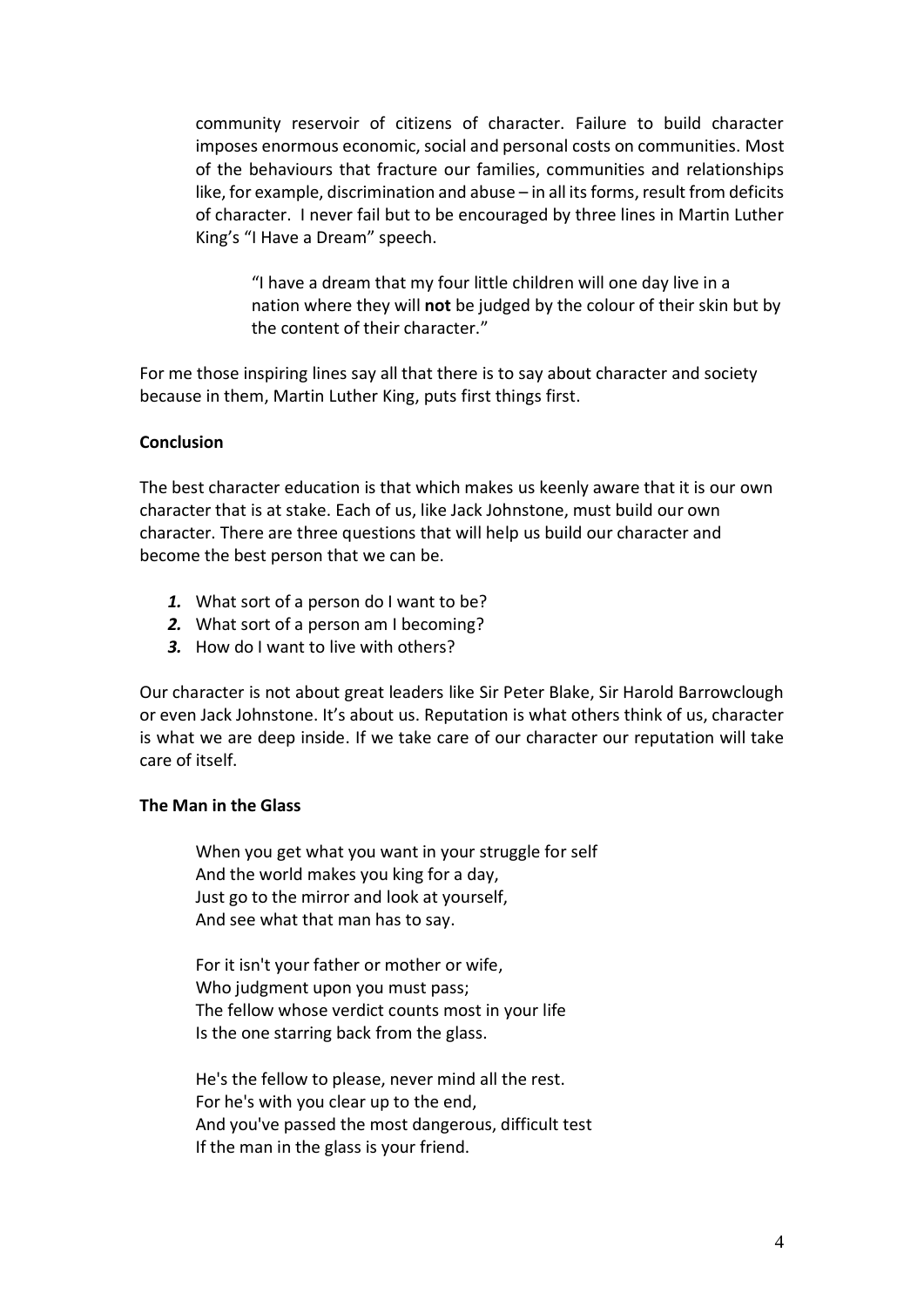community reservoir of citizens of character. Failure to build character imposes enormous economic, social and personal costs on communities. Most of the behaviours that fracture our families, communities and relationships like, for example, discrimination and abuse – in all its forms, result from deficits of character. I never fail but to be encouraged by three lines in Martin Luther King's "I Have a Dream" speech.

> "I have a dream that my four little children will one day live in a nation where they will **not** be judged by the colour of their skin but by the content of their character."

For me those inspiring lines say all that there is to say about character and society because in them, Martin Luther King, puts first things first.

**Conclusion**

The best character education is that which makes us keenly aware that it is our own character that is at stake. Each of us, like Jack Johnstone, must build our own character. There are three questions that will help us build our character and become the best person that we can be.

1. What sort of a person do I want to be?
2. What sort of a person am I becoming?
3. How do I want to live with others?

Our character is not about great leaders like Sir Peter Blake, Sir Harold Barrowclough or even Jack Johnstone. It's about us. Reputation is what others think of us, character is what we are deep inside. If we take care of our character our reputation will take care of itself.

**The Man in the Glass**

> When you get what you want in your struggle for self
> And the world makes you king for a day,
> Just go to the mirror and look at yourself,
> And see what that man has to say.
>
> For it isn't your father or mother or wife,
> Who judgment upon you must pass;
> The fellow whose verdict counts most in your life
> Is the one starring back from the glass.
>
> He's the fellow to please, never mind all the rest.
> For he's with you clear up to the end,
> And you've passed the most dangerous, difficult test
> If the man in the glass is your friend.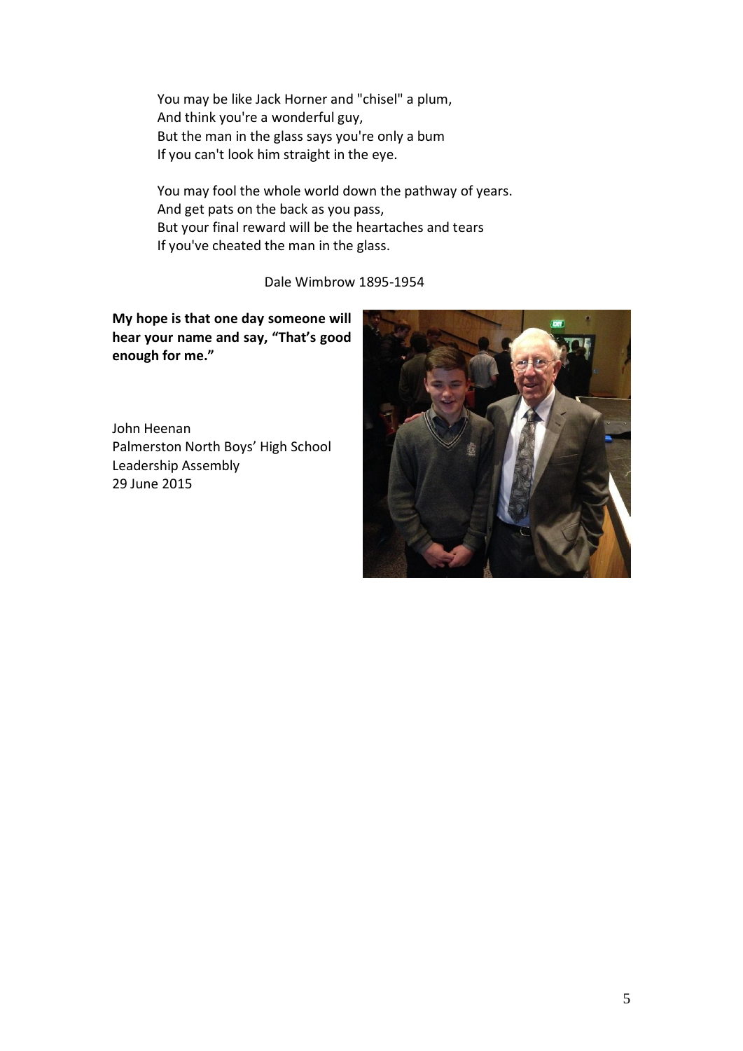You may be like Jack Horner and "chisel" a plum,  
And think you're a wonderful guy,  
But the man in the glass says you're only a bum  
If you can't look him straight in the eye.

You may fool the whole world down the pathway of years.  
And get pats on the back as you pass,  
But your final reward will be the heartaches and tears  
If you've cheated the man in the glass.

Dale Wimbrow 1895-1954

**My hope is that one day someone will hear your name and say, "That's good enough for me."**

John Heenan  
Palmerston North Boys' High School  
Leadership Assembly  
29 June 2015